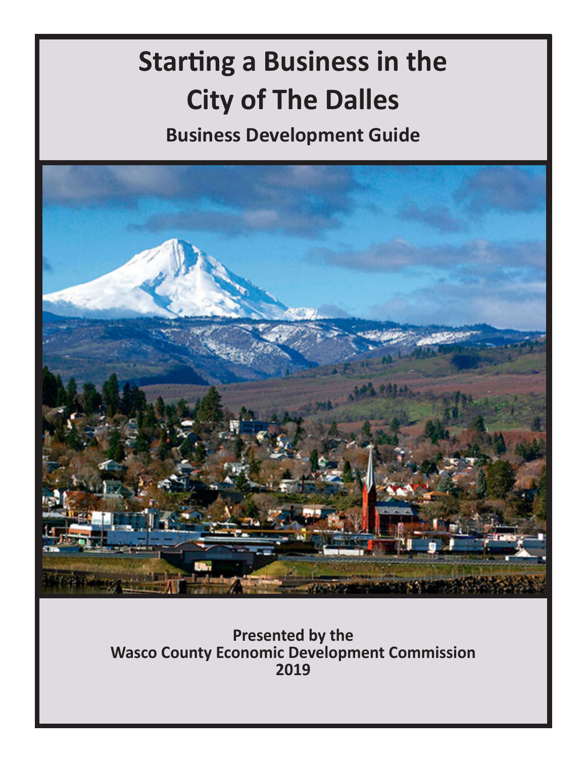# Starting a Business in the City of The Dalles

## Business Development Guide

**Presented by the**
**Wasco County Economic Development Commission**
**2019**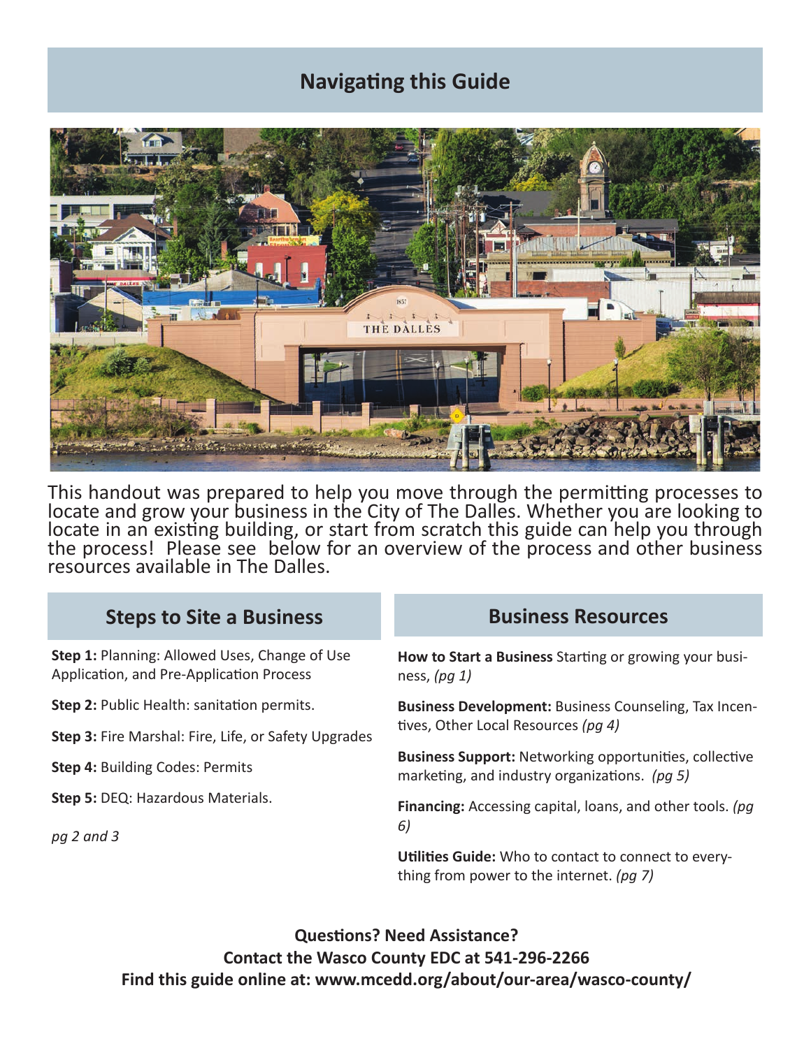## Navigating this Guide

This handout was prepared to help you move through the permitting processes to locate and grow your business in the City of The Dalles. Whether you are looking to locate in an existing building, or start from scratch this guide can help you through the process! Please see below for an overview of the process and other business resources available in The Dalles.

### Steps to Site a Business

**Step 1:** Planning: Allowed Uses, Change of Use Application, and Pre-Application Process

**Step 2:** Public Health: sanitation permits.

**Step 3:** Fire Marshal: Fire, Life, or Safety Upgrades

**Step 4:** Building Codes: Permits

**Step 5:** DEQ: Hazardous Materials.

*pg 2 and 3*

### Business Resources

**How to Start a Business** Starting or growing your business, *(pg 1)*

**Business Development:** Business Counseling, Tax Incentives, Other Local Resources *(pg 4)*

**Business Support:** Networking opportunities, collective marketing, and industry organizations. *(pg 5)*

**Financing:** Accessing capital, loans, and other tools. *(pg 6)*

**Utilities Guide:** Who to contact to connect to everything from power to the internet. *(pg 7)*

**Questions? Need Assistance?**
**Contact the Wasco County EDC at 541-296-2266**
**Find this guide online at: www.mcedd.org/about/our-area/wasco-county/**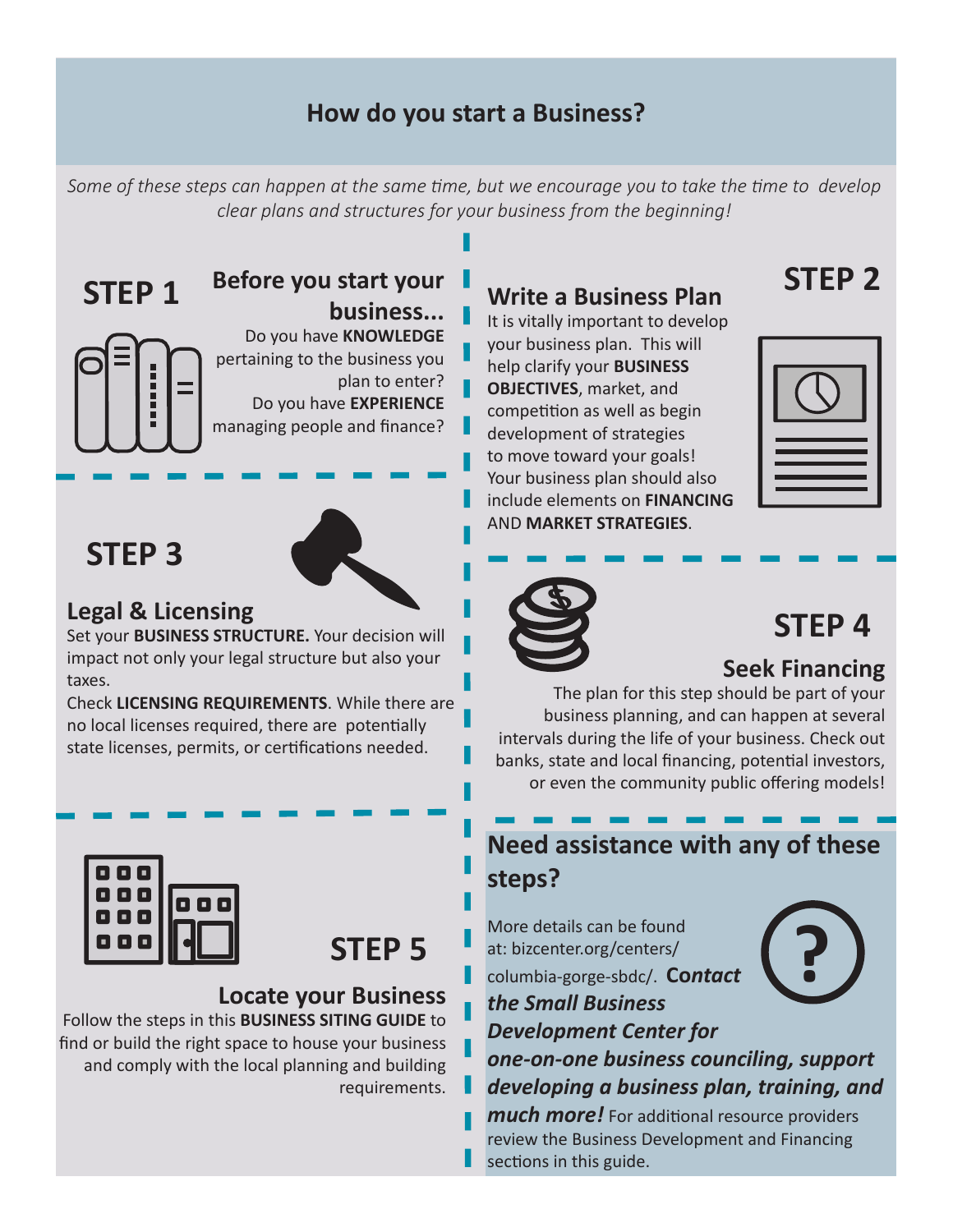# How do you start a Business?

*Some of these steps can happen at the same time, but we encourage you to take the time to develop clear plans and structures for your business from the beginning!*

## STEP 1

### Before you start your business...

Do you have **KNOWLEDGE** pertaining to the business you plan to enter?

Do you have **EXPERIENCE** managing people and finance?

## STEP 2

### Write a Business Plan

It is vitally important to develop your business plan. This will help clarify your **BUSINESS OBJECTIVES**, market, and competition as well as begin development of strategies to move toward your goals! Your business plan should also include elements on **FINANCING** AND **MARKET STRATEGIES**.

## STEP 3

### Legal & Licensing

Set your **BUSINESS STRUCTURE.** Your decision will impact not only your legal structure but also your taxes.

Check **LICENSING REQUIREMENTS**. While there are no local licenses required, there are potentially state licenses, permits, or certifications needed.

## STEP 4

### Seek Financing

The plan for this step should be part of your business planning, and can happen at several intervals during the life of your business. Check out banks, state and local financing, potential investors, or even the community public offering models!

## STEP 5

### Locate your Business

Follow the steps in this **BUSINESS SITING GUIDE** to find or build the right space to house your business and comply with the local planning and building requirements.

## Need assistance with any of these steps?

More details can be found at: bizcenter.org/centers/columbia-gorge-sbdc/. ***Contact the Small Business Development Center for one-on-one business counciling, support developing a business plan, training, and much more!*** For additional resource providers review the Business Development and Financing sections in this guide.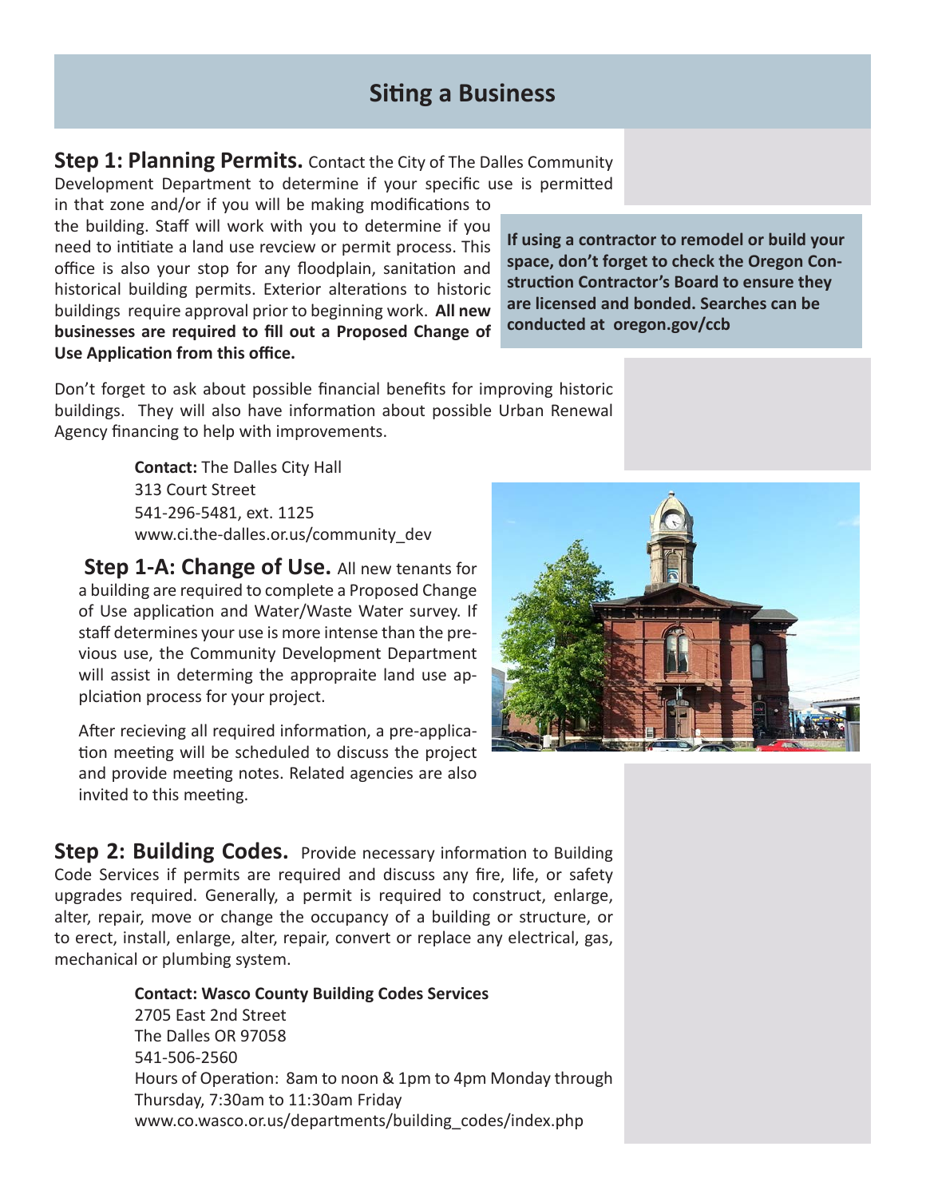# Siting a Business

**Step 1: Planning Permits.** Contact the City of The Dalles Community Development Department to determine if your specific use is permitted in that zone and/or if you will be making modifications to the building. Staff will work with you to determine if you need to intitiate a land use revcview or permit process. This office is also your stop for any floodplain, sanitation and historical building permits. Exterior alterations to historic buildings require approval prior to beginning work. **All new businesses are required to fill out a Proposed Change of Use Application from this office.**

**If using a contractor to remodel or build your space, don't forget to check the Oregon Construction Contractor's Board to ensure they are licensed and bonded. Searches can be conducted at oregon.gov/ccb**

Don't forget to ask about possible financial benefits for improving historic buildings. They will also have information about possible Urban Renewal Agency financing to help with improvements.

**Contact:** The Dalles City Hall
313 Court Street
541-296-5481, ext. 1125
www.ci.the-dalles.or.us/community_dev

**Step 1-A: Change of Use.** All new tenants for a building are required to complete a Proposed Change of Use application and Water/Waste Water survey. If staff determines your use is more intense than the previous use, the Community Development Department will assist in determing the appropraite land use apolciation process for your project.

After recieving all required information, a pre-application meeting will be scheduled to discuss the project and provide meeting notes. Related agencies are also invited to this meeting.

**Step 2: Building Codes.** Provide necessary information to Building Code Services if permits are required and discuss any fire, life, or safety upgrades required. Generally, a permit is required to construct, enlarge, alter, repair, move or change the occupancy of a building or structure, or to erect, install, enlarge, alter, repair, convert or replace any electrical, gas, mechanical or plumbing system.

**Contact: Wasco County Building Codes Services**
2705 East 2nd Street
The Dalles OR 97058
541-506-2560
Hours of Operation: 8am to noon & 1pm to 4pm Monday through Thursday, 7:30am to 11:30am Friday
www.co.wasco.or.us/departments/building_codes/index.php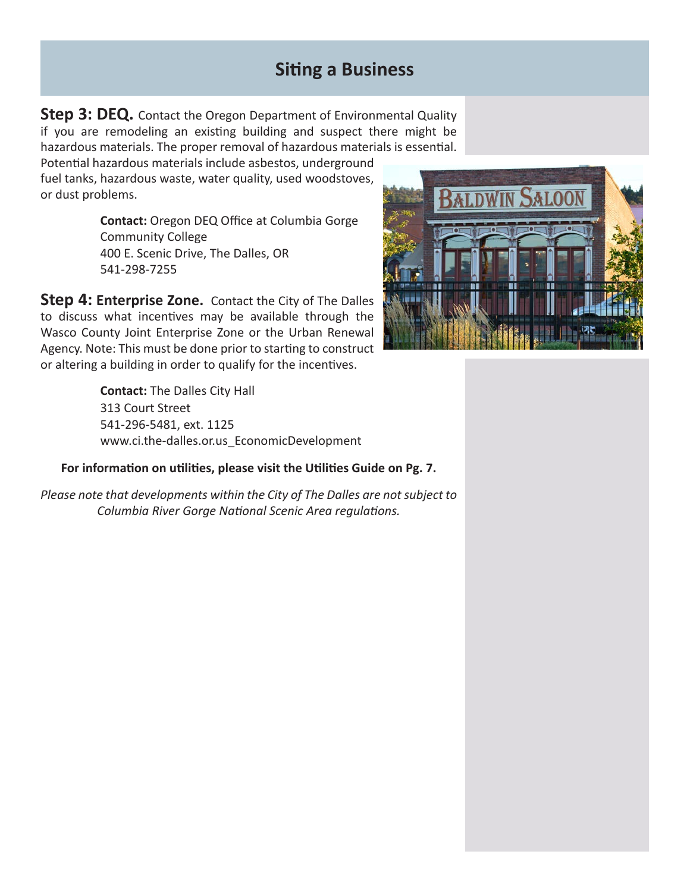# Siting a Business

**Step 3: DEQ.** Contact the Oregon Department of Environmental Quality if you are remodeling an existing building and suspect there might be hazardous materials. The proper removal of hazardous materials is essential. Potential hazardous materials include asbestos, underground fuel tanks, hazardous waste, water quality, used woodstoves, or dust problems.

> **Contact:** Oregon DEQ Office at Columbia Gorge Community College
> 400 E. Scenic Drive, The Dalles, OR
> 541-298-7255

**Step 4: Enterprise Zone.** Contact the City of The Dalles to discuss what incentives may be available through the Wasco County Joint Enterprise Zone or the Urban Renewal Agency. Note: This must be done prior to starting to construct or altering a building in order to qualify for the incentives.

> **Contact:** The Dalles City Hall
> 313 Court Street
> 541-296-5481, ext. 1125
> www.ci.the-dalles.or.us_EconomicDevelopment

**For information on utilities, please visit the Utilities Guide on Pg. 7.**

*Please note that developments within the City of The Dalles are not subject to Columbia River Gorge National Scenic Area regulations.*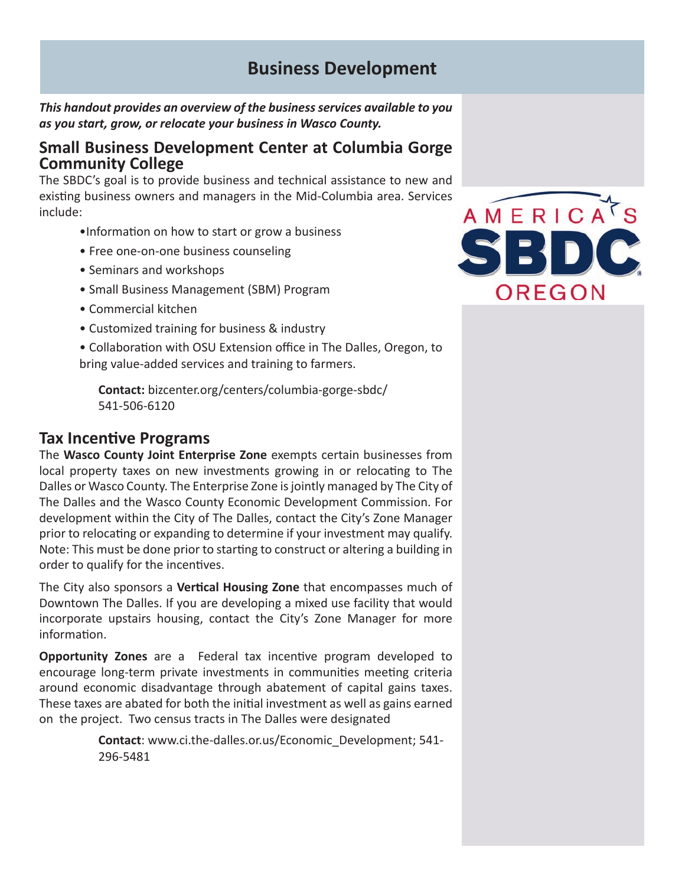# Business Development

***This handout provides an overview of the business services available to you as you start, grow, or relocate your business in Wasco County.***

## Small Business Development Center at Columbia Gorge Community College

The SBDC's goal is to provide business and technical assistance to new and existing business owners and managers in the Mid-Columbia area. Services include:

- Information on how to start or grow a business
- Free one-on-one business counseling
- Seminars and workshops
- Small Business Management (SBM) Program
- Commercial kitchen
- Customized training for business & industry
- Collaboration with OSU Extension office in The Dalles, Oregon, to bring value-added services and training to farmers.

**Contact:** bizcenter.org/centers/columbia-gorge-sbdc/
541-506-6120

## Tax Incentive Programs

The **Wasco County Joint Enterprise Zone** exempts certain businesses from local property taxes on new investments growing in or relocating to The Dalles or Wasco County. The Enterprise Zone is jointly managed by The City of The Dalles and the Wasco County Economic Development Commission. For development within the City of The Dalles, contact the City's Zone Manager prior to relocating or expanding to determine if your investment may qualify. Note: This must be done prior to starting to construct or altering a building in order to qualify for the incentives.

The City also sponsors a **Vertical Housing Zone** that encompasses much of Downtown The Dalles. If you are developing a mixed use facility that would incorporate upstairs housing, contact the City's Zone Manager for more information.

**Opportunity Zones** are a Federal tax incentive program developed to encourage long-term private investments in communities meeting criteria around economic disadvantage through abatement of capital gains taxes. These taxes are abated for both the initial investment as well as gains earned on the project. Two census tracts in The Dalles were designated

**Contact**: www.ci.the-dalles.or.us/Economic_Development; 541-296-5481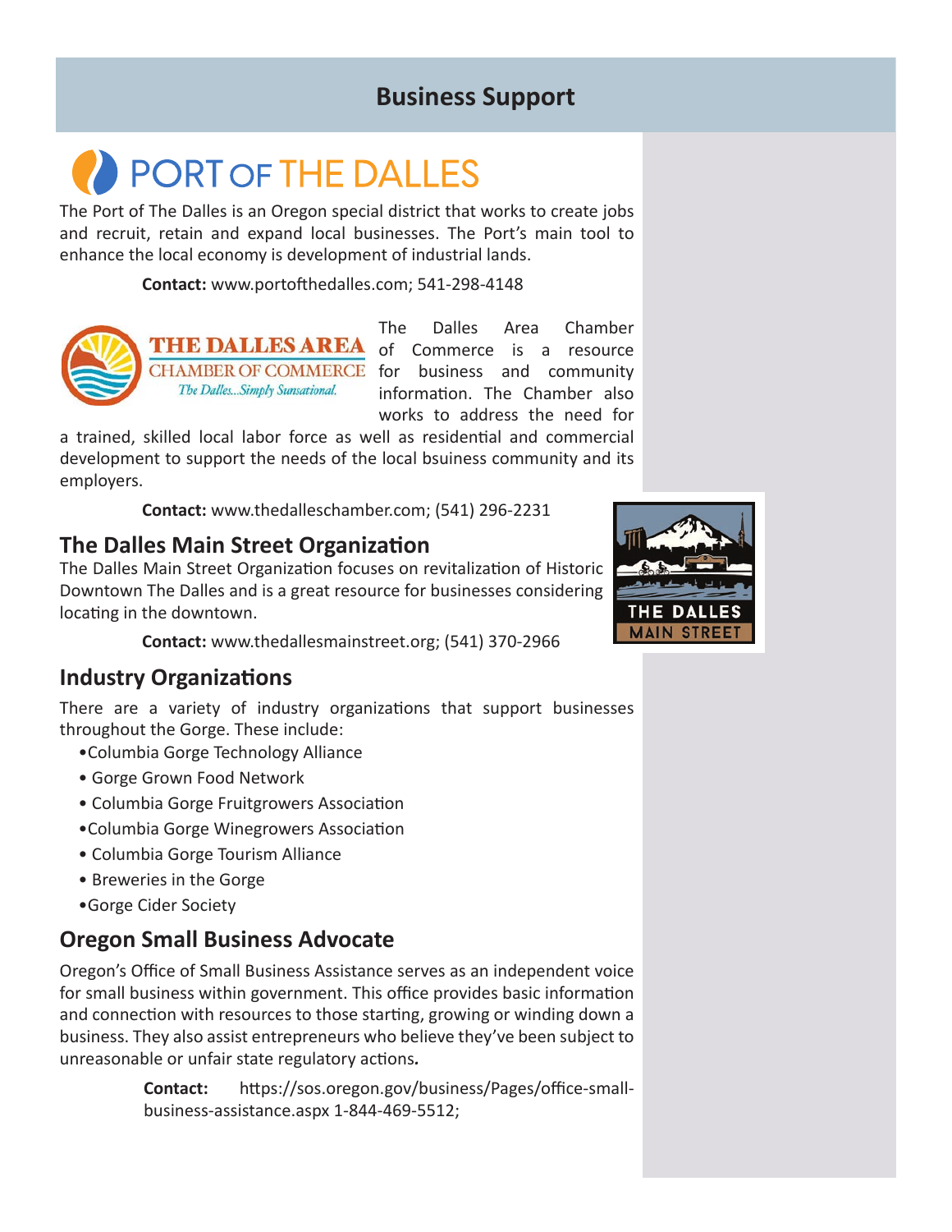# Business Support

## PORT OF THE DALLES

The Port of The Dalles is an Oregon special district that works to create jobs and recruit, retain and expand local businesses. The Port's main tool to enhance the local economy is development of industrial lands.

**Contact:** www.portofthedalles.com; 541-298-4148

## THE DALLES AREA CHAMBER OF COMMERCE

*The Dalles...Simply Sunsational.*

The Dalles Area Chamber of Commerce is a resource for business and community information. The Chamber also works to address the need for a trained, skilled local labor force as well as residential and commercial development to support the needs of the local bsuiness community and its employers.

**Contact:** www.thedalleschamber.com; (541) 296-2231

## The Dalles Main Street Organization

The Dalles Main Street Organization focuses on revitalization of Historic Downtown The Dalles and is a great resource for businesses considering locating in the downtown.

**Contact:** www.thedallesmainstreet.org; (541) 370-2966

## Industry Organizations

There are a variety of industry organizations that support businesses throughout the Gorge. These include:

- Columbia Gorge Technology Alliance
- Gorge Grown Food Network
- Columbia Gorge Fruitgrowers Association
- Columbia Gorge Winegrowers Association
- Columbia Gorge Tourism Alliance
- Breweries in the Gorge
- Gorge Cider Society

## Oregon Small Business Advocate

Oregon's Office of Small Business Assistance serves as an independent voice for small business within government. This office provides basic information and connection with resources to those starting, growing or winding down a business. They also assist entrepreneurs who believe they've been subject to unreasonable or unfair state regulatory actions.

**Contact:** https://sos.oregon.gov/business/Pages/office-small-business-assistance.aspx 1-844-469-5512;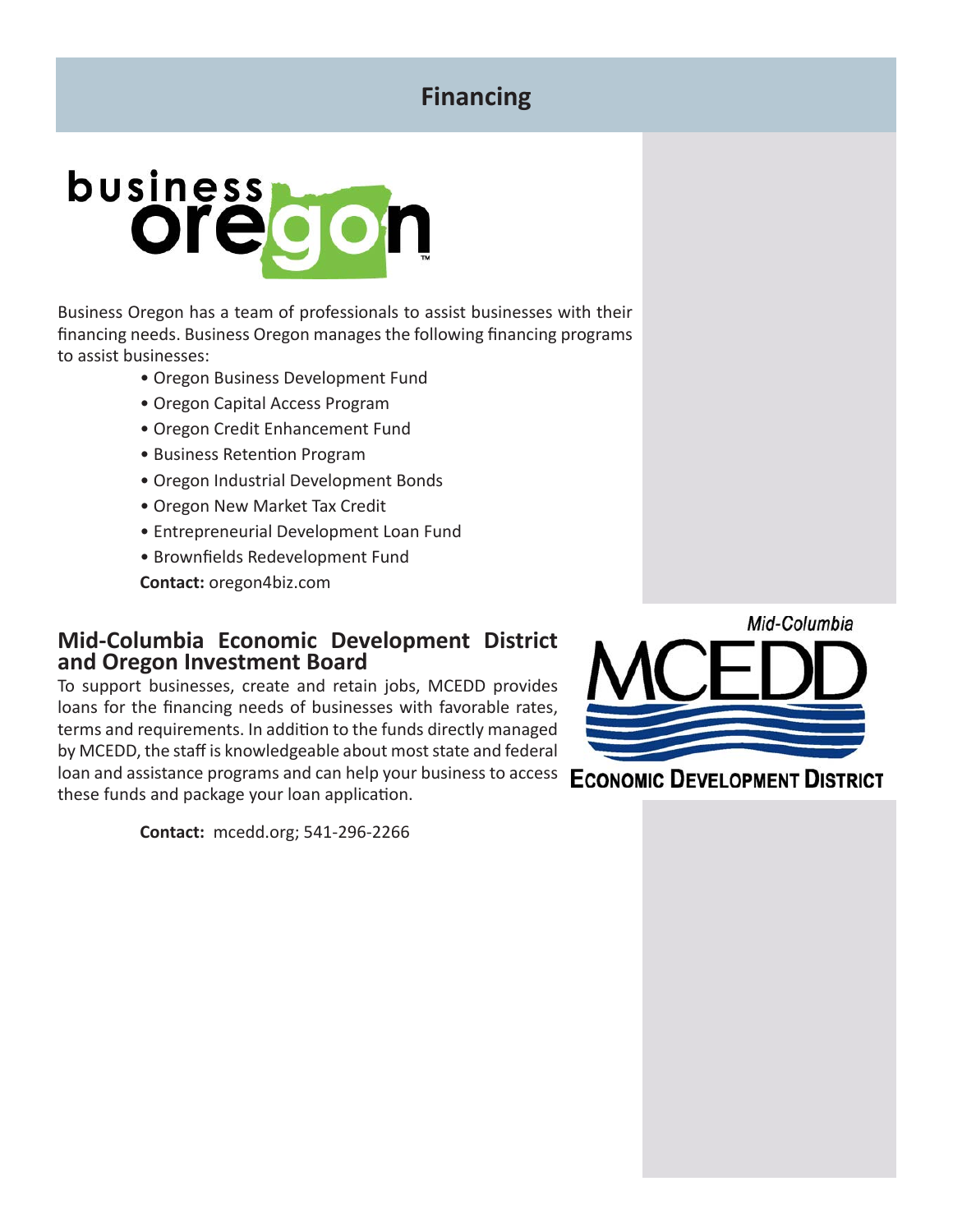# Financing

Business Oregon has a team of professionals to assist businesses with their financing needs. Business Oregon manages the following financing programs to assist businesses:

- Oregon Business Development Fund
- Oregon Capital Access Program
- Oregon Credit Enhancement Fund
- Business Retention Program
- Oregon Industrial Development Bonds
- Oregon New Market Tax Credit
- Entrepreneurial Development Loan Fund
- Brownfields Redevelopment Fund

**Contact:** oregon4biz.com

## Mid-Columbia Economic Development District and Oregon Investment Board

To support businesses, create and retain jobs, MCEDD provides loans for the financing needs of businesses with favorable rates, terms and requirements. In addition to the funds directly managed by MCEDD, the staff is knowledgeable about most state and federal loan and assistance programs and can help your business to access these funds and package your loan application.

**Contact:** mcedd.org; 541-296-2266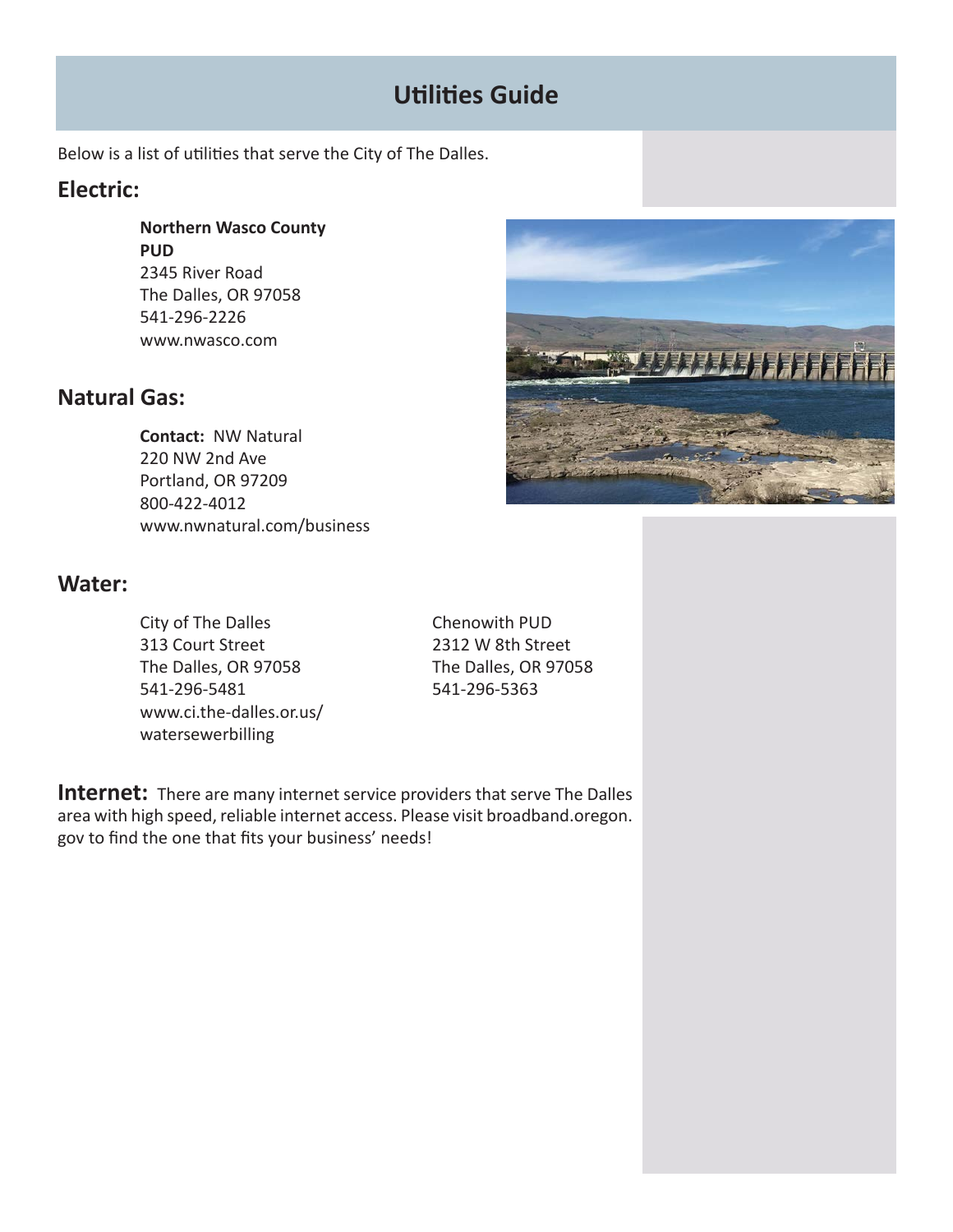# Utilities Guide

Below is a list of utilities that serve the City of The Dalles.

## Electric:

**Northern Wasco County PUD**
2345 River Road
The Dalles, OR 97058
541-296-2226
www.nwasco.com

## Natural Gas:

**Contact:** NW Natural
220 NW 2nd Ave
Portland, OR 97209
800-422-4012
www.nwnatural.com/business

## Water:

City of The Dalles
313 Court Street
The Dalles, OR 97058
541-296-5481
www.ci.the-dalles.or.us/watersewerbilling

Chenowith PUD
2312 W 8th Street
The Dalles, OR 97058
541-296-5363

**Internet:** There are many internet service providers that serve The Dalles area with high speed, reliable internet access. Please visit broadband.oregon.gov to find the one that fits your business' needs!